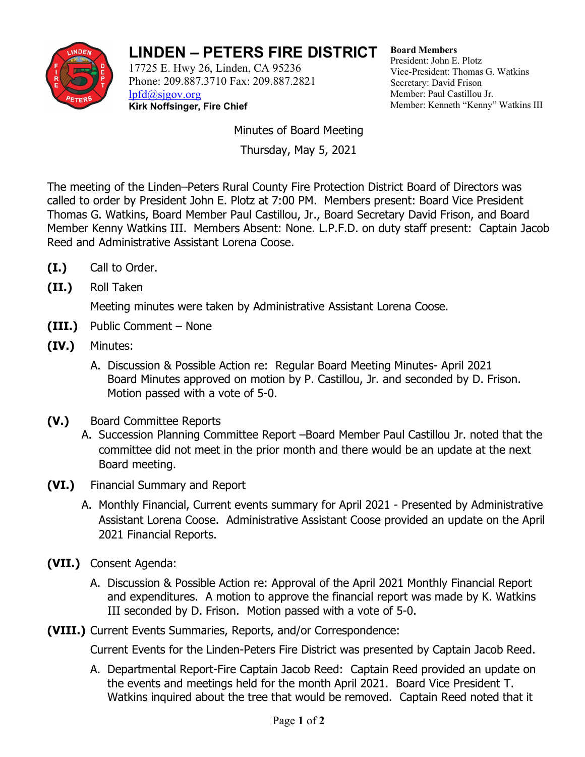# LINDEN – PETERS FIRE DISTRICT

17725 E. Hwy 26, Linden, CA 95236
Phone: 209.887.3710 Fax: 209.887.2821
lpfd@sjgov.org
**Kirk Noffsinger, Fire Chief**

**Board Members**
President: John E. Plotz
Vice-President: Thomas G. Watkins
Secretary: David Frison
Member: Paul Castillou Jr.
Member: Kenneth "Kenny" Watkins III

Minutes of Board Meeting

Thursday, May 5, 2021

The meeting of the Linden–Peters Rural County Fire Protection District Board of Directors was called to order by President John E. Plotz at 7:00 PM. Members present: Board Vice President Thomas G. Watkins, Board Member Paul Castillou, Jr., Board Secretary David Frison, and Board Member Kenny Watkins III. Members Absent: None. L.P.F.D. on duty staff present: Captain Jacob Reed and Administrative Assistant Lorena Coose.

**(I.)** Call to Order.

**(II.)** Roll Taken

Meeting minutes were taken by Administrative Assistant Lorena Coose.

**(III.)** Public Comment – None

**(IV.)** Minutes:

A. Discussion & Possible Action re: Regular Board Meeting Minutes- April 2021 Board Minutes approved on motion by P. Castillou, Jr. and seconded by D. Frison. Motion passed with a vote of 5-0.

**(V.)** Board Committee Reports

A. Succession Planning Committee Report –Board Member Paul Castillou Jr. noted that the committee did not meet in the prior month and there would be an update at the next Board meeting.

**(VI.)** Financial Summary and Report

A. Monthly Financial, Current events summary for April 2021 - Presented by Administrative Assistant Lorena Coose. Administrative Assistant Coose provided an update on the April 2021 Financial Reports.

**(VII.)** Consent Agenda:

A. Discussion & Possible Action re: Approval of the April 2021 Monthly Financial Report and expenditures. A motion to approve the financial report was made by K. Watkins III seconded by D. Frison. Motion passed with a vote of 5-0.

**(VIII.)** Current Events Summaries, Reports, and/or Correspondence:

Current Events for the Linden-Peters Fire District was presented by Captain Jacob Reed.

A. Departmental Report-Fire Captain Jacob Reed: Captain Reed provided an update on the events and meetings held for the month April 2021. Board Vice President T. Watkins inquired about the tree that would be removed. Captain Reed noted that it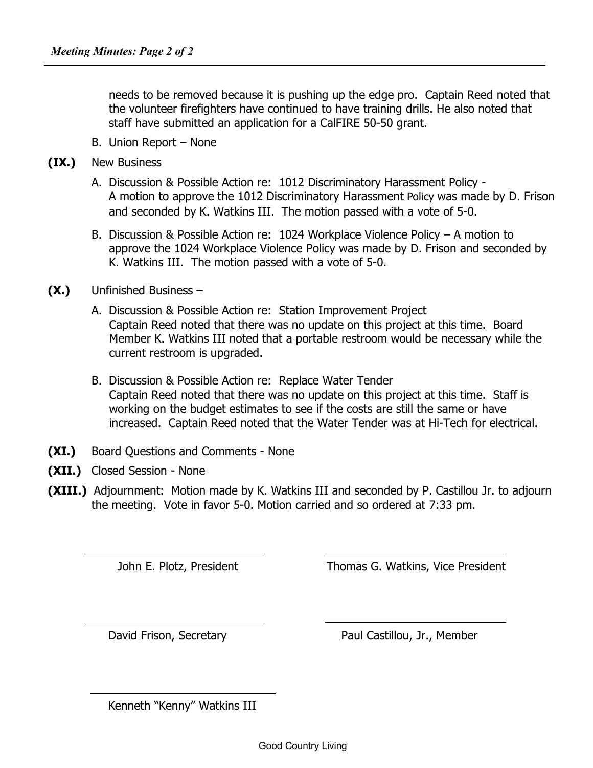needs to be removed because it is pushing up the edge pro. Captain Reed noted that the volunteer firefighters have continued to have training drills. He also noted that staff have submitted an application for a CalFIRE 50-50 grant.

B. Union Report – None

**(IX.)** New Business

A. Discussion & Possible Action re: 1012 Discriminatory Harassment Policy - A motion to approve the 1012 Discriminatory Harassment Policy was made by D. Frison and seconded by K. Watkins III. The motion passed with a vote of 5-0.

B. Discussion & Possible Action re: 1024 Workplace Violence Policy – A motion to approve the 1024 Workplace Violence Policy was made by D. Frison and seconded by K. Watkins III. The motion passed with a vote of 5-0.

**(X.)** Unfinished Business –

A. Discussion & Possible Action re: Station Improvement Project
Captain Reed noted that there was no update on this project at this time. Board Member K. Watkins III noted that a portable restroom would be necessary while the current restroom is upgraded.

B. Discussion & Possible Action re: Replace Water Tender
Captain Reed noted that there was no update on this project at this time. Staff is working on the budget estimates to see if the costs are still the same or have increased. Captain Reed noted that the Water Tender was at Hi-Tech for electrical.

**(XI.)** Board Questions and Comments - None

**(XII.)** Closed Session - None

**(XIII.)** Adjournment: Motion made by K. Watkins III and seconded by P. Castillou Jr. to adjourn the meeting. Vote in favor 5-0. Motion carried and so ordered at 7:33 pm.

John E. Plotz, President

Thomas G. Watkins, Vice President

David Frison, Secretary

Paul Castillou, Jr., Member

Kenneth "Kenny" Watkins III

Good Country Living